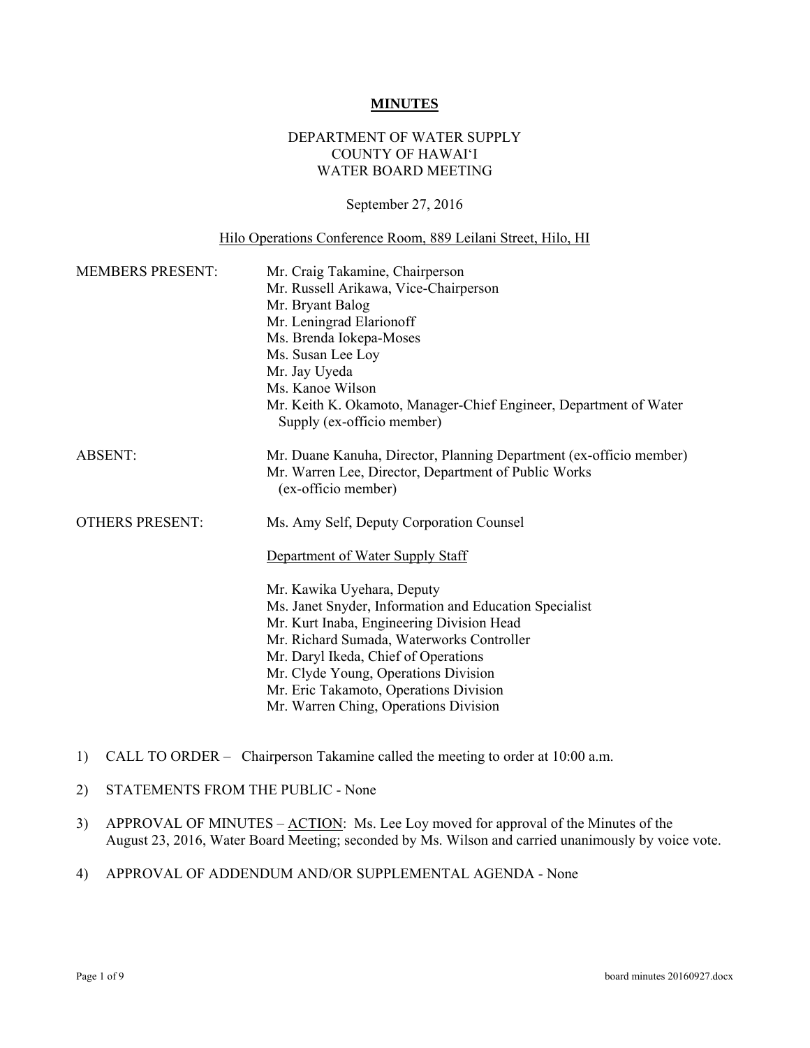# MINUTES

DEPARTMENT OF WATER SUPPLY
COUNTY OF HAWAI'I
WATER BOARD MEETING

September 27, 2016

Hilo Operations Conference Room, 889 Leilani Street, Hilo, HI

MEMBERS PRESENT:
Mr. Craig Takamine, Chairperson
Mr. Russell Arikawa, Vice-Chairperson
Mr. Bryant Balog
Mr. Leningrad Elarionoff
Ms. Brenda Iokepa-Moses
Ms. Susan Lee Loy
Mr. Jay Uyeda
Ms. Kanoe Wilson
Mr. Keith K. Okamoto, Manager-Chief Engineer, Department of Water Supply (ex-officio member)

ABSENT:
Mr. Duane Kanuha, Director, Planning Department (ex-officio member)
Mr. Warren Lee, Director, Department of Public Works (ex-officio member)

OTHERS PRESENT:
Ms. Amy Self, Deputy Corporation Counsel

Department of Water Supply Staff

Mr. Kawika Uyehara, Deputy
Ms. Janet Snyder, Information and Education Specialist
Mr. Kurt Inaba, Engineering Division Head
Mr. Richard Sumada, Waterworks Controller
Mr. Daryl Ikeda, Chief of Operations
Mr. Clyde Young, Operations Division
Mr. Eric Takamoto, Operations Division
Mr. Warren Ching, Operations Division

1) CALL TO ORDER – Chairperson Takamine called the meeting to order at 10:00 a.m.

2) STATEMENTS FROM THE PUBLIC - None

3) APPROVAL OF MINUTES – ACTION: Ms. Lee Loy moved for approval of the Minutes of the August 23, 2016, Water Board Meeting; seconded by Ms. Wilson and carried unanimously by voice vote.

4) APPROVAL OF ADDENDUM AND/OR SUPPLEMENTAL AGENDA - None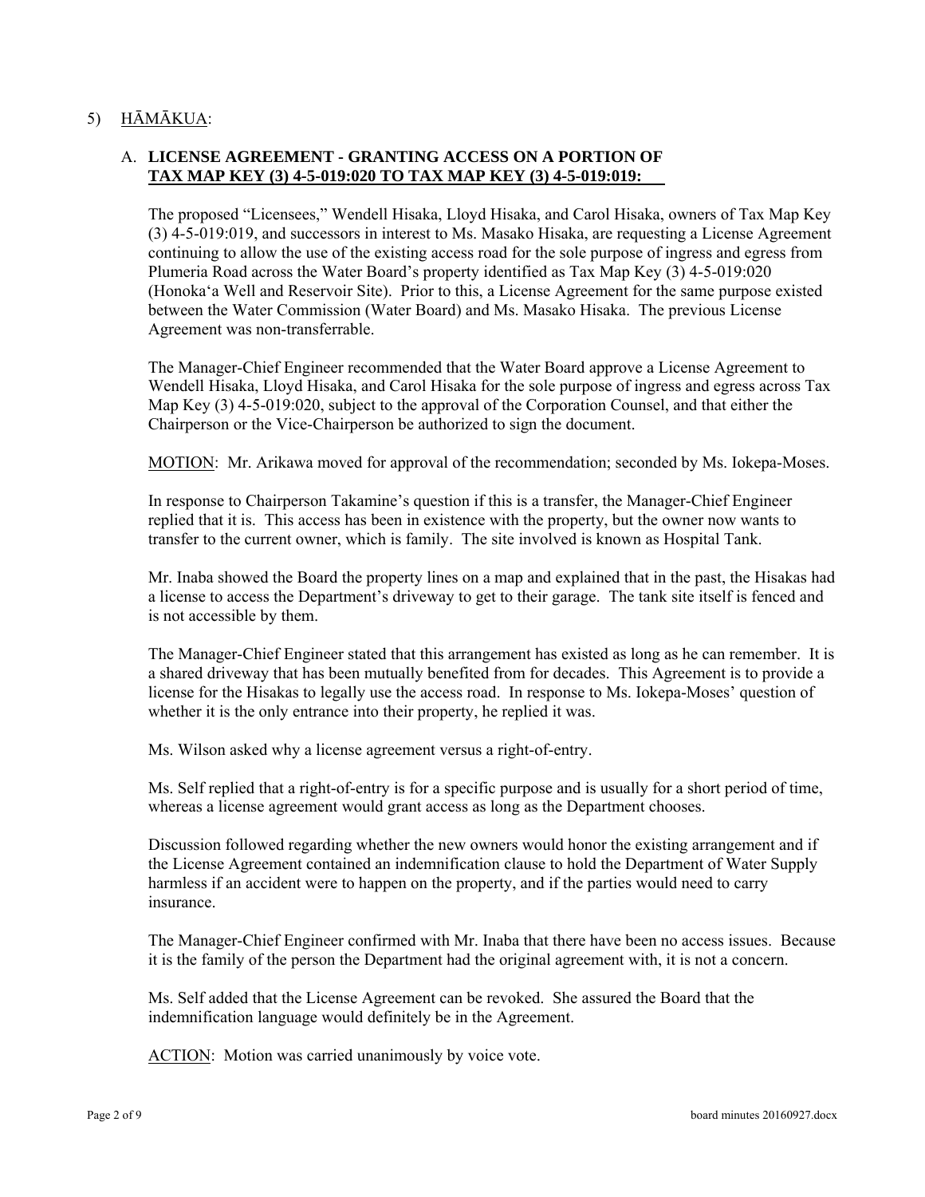5) HĀMĀKUA:

A. **LICENSE AGREEMENT - GRANTING ACCESS ON A PORTION OF TAX MAP KEY (3) 4-5-019:020 TO TAX MAP KEY (3) 4-5-019:019:**

The proposed "Licensees," Wendell Hisaka, Lloyd Hisaka, and Carol Hisaka, owners of Tax Map Key (3) 4-5-019:019, and successors in interest to Ms. Masako Hisaka, are requesting a License Agreement continuing to allow the use of the existing access road for the sole purpose of ingress and egress from Plumeria Road across the Water Board's property identified as Tax Map Key (3) 4-5-019:020 (Honokaʻa Well and Reservoir Site). Prior to this, a License Agreement for the same purpose existed between the Water Commission (Water Board) and Ms. Masako Hisaka. The previous License Agreement was non-transferrable.

The Manager-Chief Engineer recommended that the Water Board approve a License Agreement to Wendell Hisaka, Lloyd Hisaka, and Carol Hisaka for the sole purpose of ingress and egress across Tax Map Key (3) 4-5-019:020, subject to the approval of the Corporation Counsel, and that either the Chairperson or the Vice-Chairperson be authorized to sign the document.

MOTION: Mr. Arikawa moved for approval of the recommendation; seconded by Ms. Iokepa-Moses.

In response to Chairperson Takamine's question if this is a transfer, the Manager-Chief Engineer replied that it is. This access has been in existence with the property, but the owner now wants to transfer to the current owner, which is family. The site involved is known as Hospital Tank.

Mr. Inaba showed the Board the property lines on a map and explained that in the past, the Hisakas had a license to access the Department's driveway to get to their garage. The tank site itself is fenced and is not accessible by them.

The Manager-Chief Engineer stated that this arrangement has existed as long as he can remember. It is a shared driveway that has been mutually benefited from for decades. This Agreement is to provide a license for the Hisakas to legally use the access road. In response to Ms. Iokepa-Moses' question of whether it is the only entrance into their property, he replied it was.

Ms. Wilson asked why a license agreement versus a right-of-entry.

Ms. Self replied that a right-of-entry is for a specific purpose and is usually for a short period of time, whereas a license agreement would grant access as long as the Department chooses.

Discussion followed regarding whether the new owners would honor the existing arrangement and if the License Agreement contained an indemnification clause to hold the Department of Water Supply harmless if an accident were to happen on the property, and if the parties would need to carry insurance.

The Manager-Chief Engineer confirmed with Mr. Inaba that there have been no access issues. Because it is the family of the person the Department had the original agreement with, it is not a concern.

Ms. Self added that the License Agreement can be revoked. She assured the Board that the indemnification language would definitely be in the Agreement.

ACTION: Motion was carried unanimously by voice vote.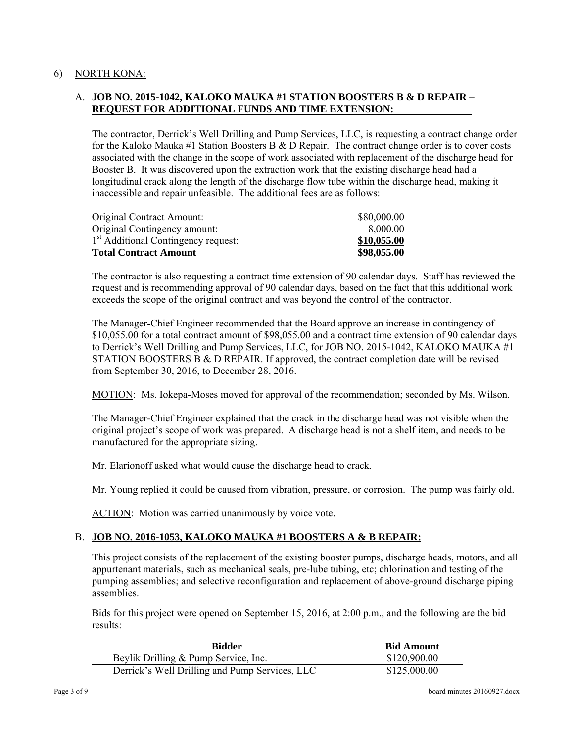6) NORTH KONA:

A. **JOB NO. 2015-1042, KALOKO MAUKA #1 STATION BOOSTERS B & D REPAIR – REQUEST FOR ADDITIONAL FUNDS AND TIME EXTENSION:**

The contractor, Derrick's Well Drilling and Pump Services, LLC, is requesting a contract change order for the Kaloko Mauka #1 Station Boosters B & D Repair. The contract change order is to cover costs associated with the change in the scope of work associated with replacement of the discharge head for Booster B. It was discovered upon the extraction work that the existing discharge head had a longitudinal crack along the length of the discharge flow tube within the discharge head, making it inaccessible and repair unfeasible. The additional fees are as follows:

| | |
|---|---|
| Original Contract Amount: | \$80,000.00 |
| Original Contingency amount: | 8,000.00 |
| 1st Additional Contingency request: | **\$10,055.00** |
| **Total Contract Amount** | **\$98,055.00** |

The contractor is also requesting a contract time extension of 90 calendar days. Staff has reviewed the request and is recommending approval of 90 calendar days, based on the fact that this additional work exceeds the scope of the original contract and was beyond the control of the contractor.

The Manager-Chief Engineer recommended that the Board approve an increase in contingency of \$10,055.00 for a total contract amount of \$98,055.00 and a contract time extension of 90 calendar days to Derrick's Well Drilling and Pump Services, LLC, for JOB NO. 2015-1042, KALOKO MAUKA #1 STATION BOOSTERS B & D REPAIR. If approved, the contract completion date will be revised from September 30, 2016, to December 28, 2016.

MOTION: Ms. Iokepa-Moses moved for approval of the recommendation; seconded by Ms. Wilson.

The Manager-Chief Engineer explained that the crack in the discharge head was not visible when the original project's scope of work was prepared. A discharge head is not a shelf item, and needs to be manufactured for the appropriate sizing.

Mr. Elarionoff asked what would cause the discharge head to crack.

Mr. Young replied it could be caused from vibration, pressure, or corrosion. The pump was fairly old.

ACTION: Motion was carried unanimously by voice vote.

B. **JOB NO. 2016-1053, KALOKO MAUKA #1 BOOSTERS A & B REPAIR:**

This project consists of the replacement of the existing booster pumps, discharge heads, motors, and all appurtenant materials, such as mechanical seals, pre-lube tubing, etc; chlorination and testing of the pumping assemblies; and selective reconfiguration and replacement of above-ground discharge piping assemblies.

Bids for this project were opened on September 15, 2016, at 2:00 p.m., and the following are the bid results:

| Bidder | Bid Amount |
|---|---|
| Beylik Drilling & Pump Service, Inc. | \$120,900.00 |
| Derrick's Well Drilling and Pump Services, LLC | \$125,000.00 |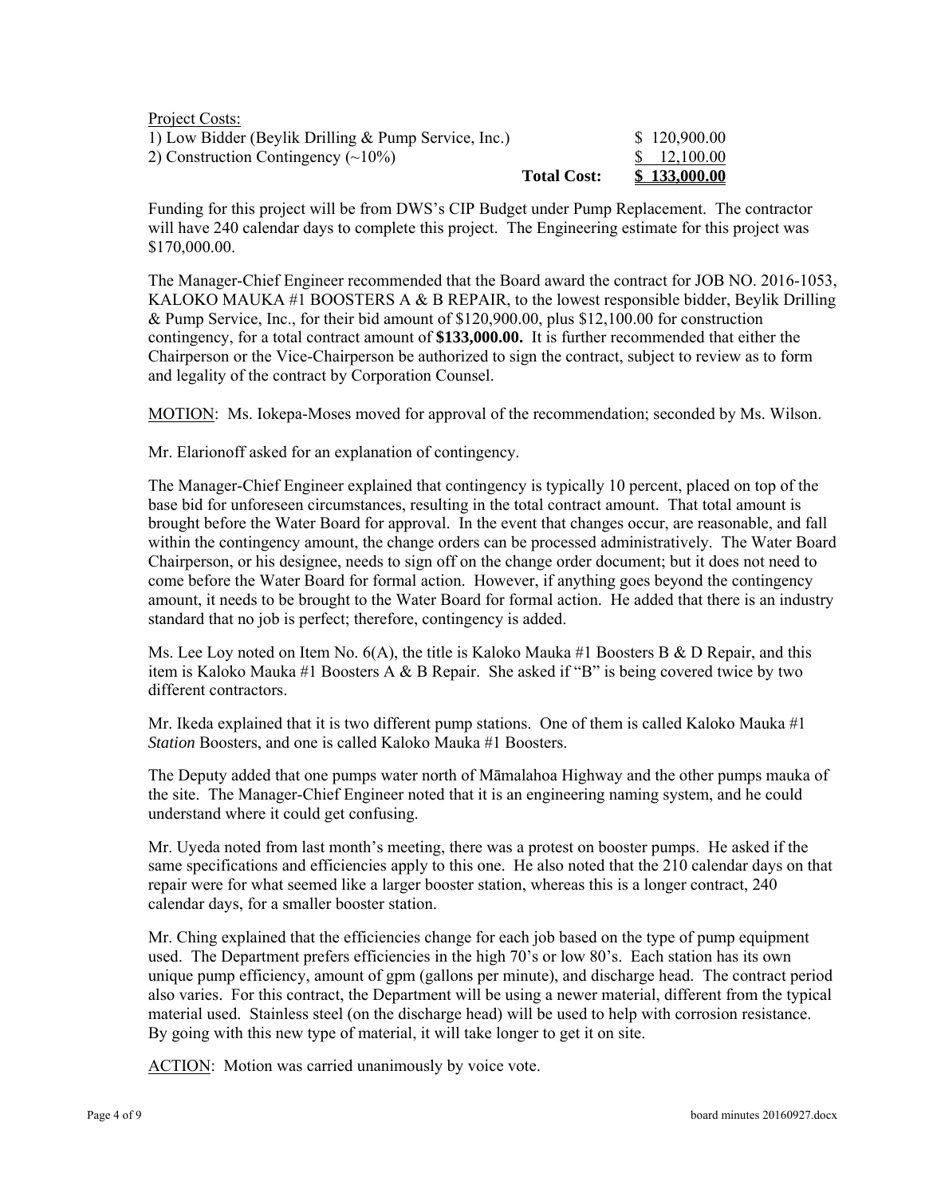Project Costs:

| | | |
|---|---|---|
| 1) Low Bidder (Beylik Drilling & Pump Service, Inc.) | | $ 120,900.00 |
| 2) Construction Contingency (~10%) | | $ 12,100.00 |
| | **Total Cost:** | **$ 133,000.00** |

Funding for this project will be from DWS's CIP Budget under Pump Replacement. The contractor will have 240 calendar days to complete this project. The Engineering estimate for this project was $170,000.00.

The Manager-Chief Engineer recommended that the Board award the contract for JOB NO. 2016-1053, KALOKO MAUKA #1 BOOSTERS A & B REPAIR, to the lowest responsible bidder, Beylik Drilling & Pump Service, Inc., for their bid amount of $120,900.00, plus $12,100.00 for construction contingency, for a total contract amount of **$133,000.00.** It is further recommended that either the Chairperson or the Vice-Chairperson be authorized to sign the contract, subject to review as to form and legality of the contract by Corporation Counsel.

MOTION: Ms. Iokepa-Moses moved for approval of the recommendation; seconded by Ms. Wilson.

Mr. Elarionoff asked for an explanation of contingency.

The Manager-Chief Engineer explained that contingency is typically 10 percent, placed on top of the base bid for unforeseen circumstances, resulting in the total contract amount. That total amount is brought before the Water Board for approval. In the event that changes occur, are reasonable, and fall within the contingency amount, the change orders can be processed administratively. The Water Board Chairperson, or his designee, needs to sign off on the change order document; but it does not need to come before the Water Board for formal action. However, if anything goes beyond the contingency amount, it needs to be brought to the Water Board for formal action. He added that there is an industry standard that no job is perfect; therefore, contingency is added.

Ms. Lee Loy noted on Item No. 6(A), the title is Kaloko Mauka #1 Boosters B & D Repair, and this item is Kaloko Mauka #1 Boosters A & B Repair. She asked if "B" is being covered twice by two different contractors.

Mr. Ikeda explained that it is two different pump stations. One of them is called Kaloko Mauka #1 *Station* Boosters, and one is called Kaloko Mauka #1 Boosters.

The Deputy added that one pumps water north of Māmalahoa Highway and the other pumps mauka of the site. The Manager-Chief Engineer noted that it is an engineering naming system, and he could understand where it could get confusing.

Mr. Uyeda noted from last month's meeting, there was a protest on booster pumps. He asked if the same specifications and efficiencies apply to this one. He also noted that the 210 calendar days on that repair were for what seemed like a larger booster station, whereas this is a longer contract, 240 calendar days, for a smaller booster station.

Mr. Ching explained that the efficiencies change for each job based on the type of pump equipment used. The Department prefers efficiencies in the high 70's or low 80's. Each station has its own unique pump efficiency, amount of gpm (gallons per minute), and discharge head. The contract period also varies. For this contract, the Department will be using a newer material, different from the typical material used. Stainless steel (on the discharge head) will be used to help with corrosion resistance. By going with this new type of material, it will take longer to get it on site.

ACTION: Motion was carried unanimously by voice vote.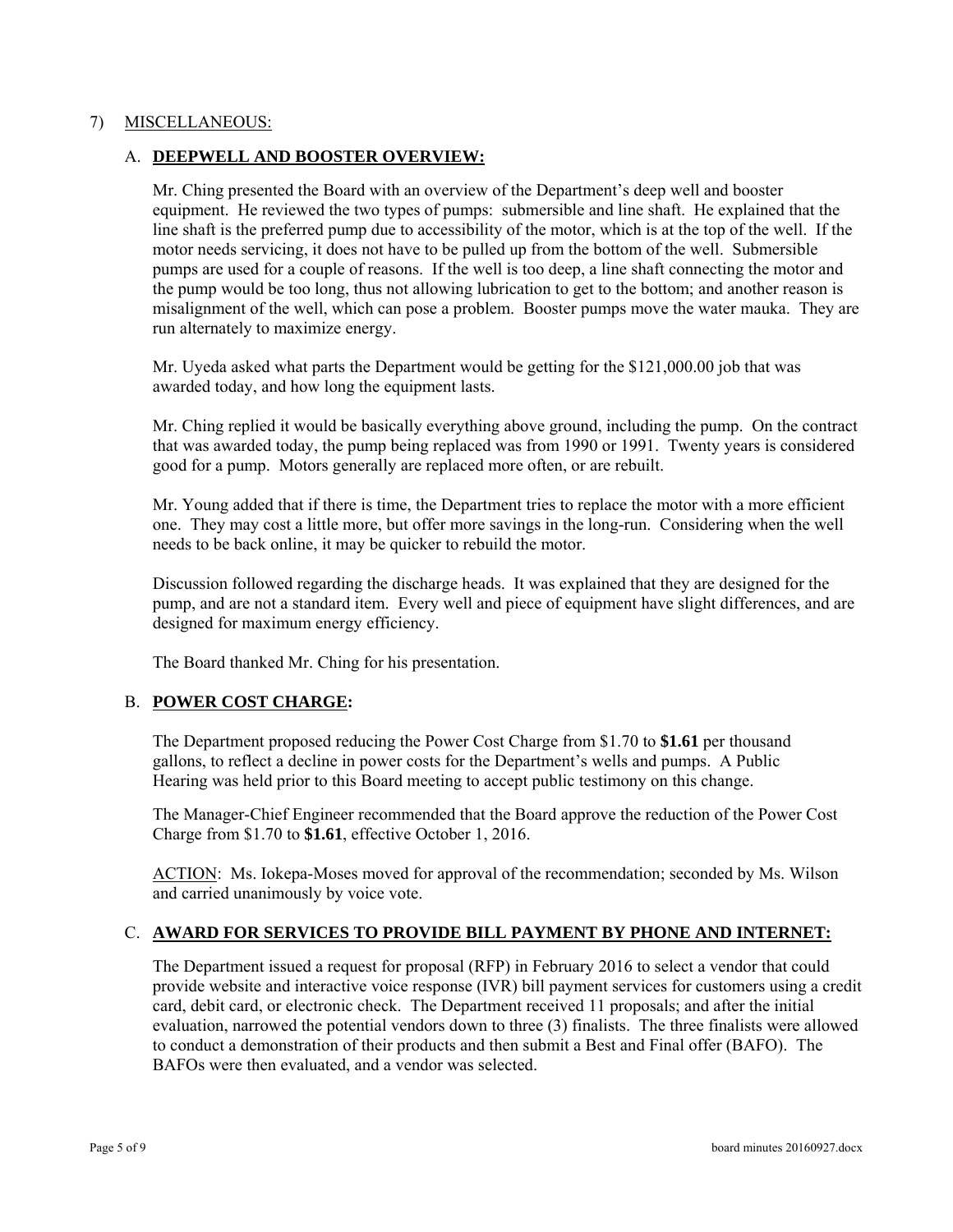7) MISCELLANEOUS:

A. **DEEPWELL AND BOOSTER OVERVIEW:**

Mr. Ching presented the Board with an overview of the Department's deep well and booster equipment. He reviewed the two types of pumps: submersible and line shaft. He explained that the line shaft is the preferred pump due to accessibility of the motor, which is at the top of the well. If the motor needs servicing, it does not have to be pulled up from the bottom of the well. Submersible pumps are used for a couple of reasons. If the well is too deep, a line shaft connecting the motor and the pump would be too long, thus not allowing lubrication to get to the bottom; and another reason is misalignment of the well, which can pose a problem. Booster pumps move the water mauka. They are run alternately to maximize energy.

Mr. Uyeda asked what parts the Department would be getting for the $121,000.00 job that was awarded today, and how long the equipment lasts.

Mr. Ching replied it would be basically everything above ground, including the pump. On the contract that was awarded today, the pump being replaced was from 1990 or 1991. Twenty years is considered good for a pump. Motors generally are replaced more often, or are rebuilt.

Mr. Young added that if there is time, the Department tries to replace the motor with a more efficient one. They may cost a little more, but offer more savings in the long-run. Considering when the well needs to be back online, it may be quicker to rebuild the motor.

Discussion followed regarding the discharge heads. It was explained that they are designed for the pump, and are not a standard item. Every well and piece of equipment have slight differences, and are designed for maximum energy efficiency.

The Board thanked Mr. Ching for his presentation.

B. **POWER COST CHARGE:**

The Department proposed reducing the Power Cost Charge from $1.70 to **$1.61** per thousand gallons, to reflect a decline in power costs for the Department's wells and pumps. A Public Hearing was held prior to this Board meeting to accept public testimony on this change.

The Manager-Chief Engineer recommended that the Board approve the reduction of the Power Cost Charge from $1.70 to **$1.61**, effective October 1, 2016.

ACTION: Ms. Iokepa-Moses moved for approval of the recommendation; seconded by Ms. Wilson and carried unanimously by voice vote.

C. **AWARD FOR SERVICES TO PROVIDE BILL PAYMENT BY PHONE AND INTERNET:**

The Department issued a request for proposal (RFP) in February 2016 to select a vendor that could provide website and interactive voice response (IVR) bill payment services for customers using a credit card, debit card, or electronic check. The Department received 11 proposals; and after the initial evaluation, narrowed the potential vendors down to three (3) finalists. The three finalists were allowed to conduct a demonstration of their products and then submit a Best and Final offer (BAFO). The BAFOs were then evaluated, and a vendor was selected.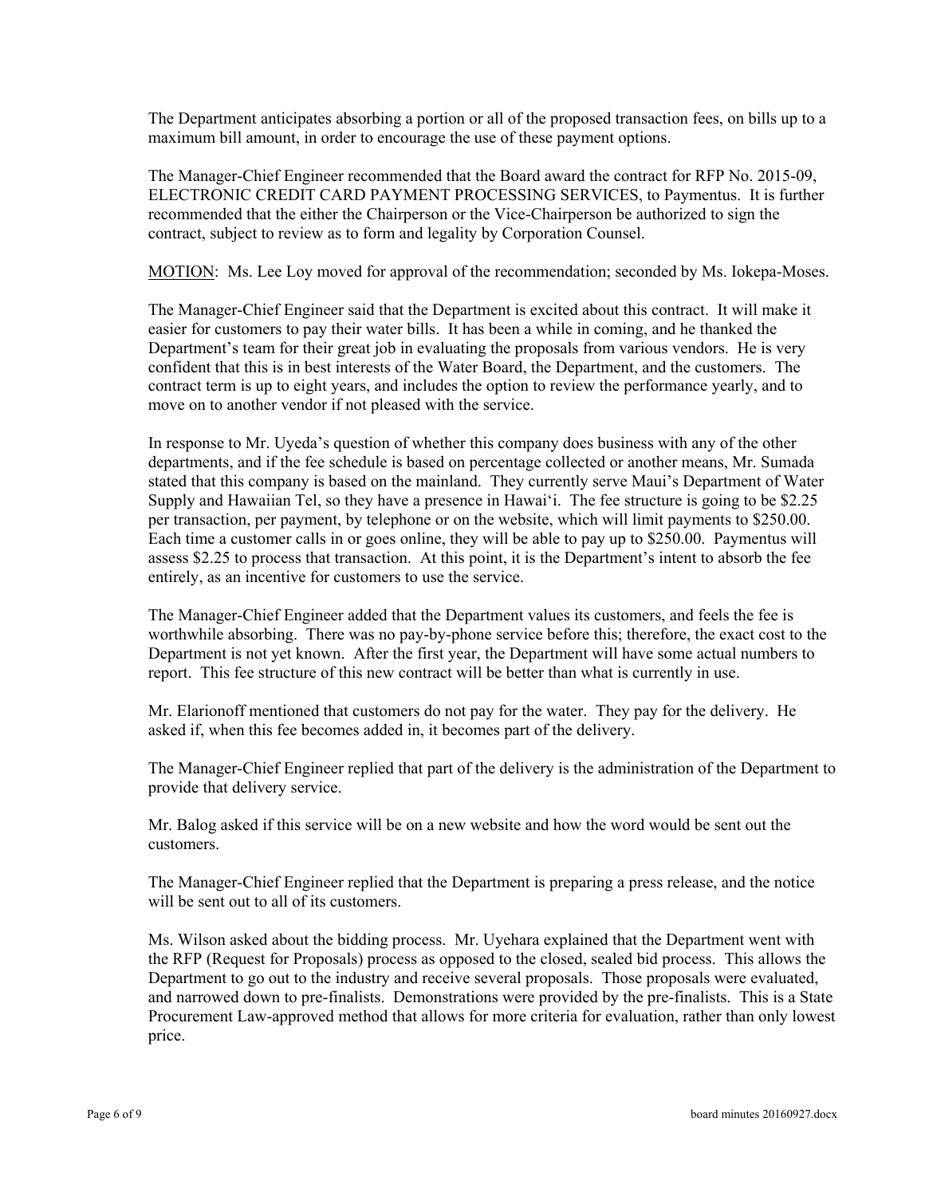The Department anticipates absorbing a portion or all of the proposed transaction fees, on bills up to a maximum bill amount, in order to encourage the use of these payment options.

The Manager-Chief Engineer recommended that the Board award the contract for RFP No. 2015-09, ELECTRONIC CREDIT CARD PAYMENT PROCESSING SERVICES, to Paymentus. It is further recommended that the either the Chairperson or the Vice-Chairperson be authorized to sign the contract, subject to review as to form and legality by Corporation Counsel.

MOTION: Ms. Lee Loy moved for approval of the recommendation; seconded by Ms. Iokepa-Moses.

The Manager-Chief Engineer said that the Department is excited about this contract. It will make it easier for customers to pay their water bills. It has been a while in coming, and he thanked the Department's team for their great job in evaluating the proposals from various vendors. He is very confident that this is in best interests of the Water Board, the Department, and the customers. The contract term is up to eight years, and includes the option to review the performance yearly, and to move on to another vendor if not pleased with the service.

In response to Mr. Uyeda's question of whether this company does business with any of the other departments, and if the fee schedule is based on percentage collected or another means, Mr. Sumada stated that this company is based on the mainland. They currently serve Maui's Department of Water Supply and Hawaiian Tel, so they have a presence in Hawai'i. The fee structure is going to be $2.25 per transaction, per payment, by telephone or on the website, which will limit payments to $250.00. Each time a customer calls in or goes online, they will be able to pay up to $250.00. Paymentus will assess $2.25 to process that transaction. At this point, it is the Department's intent to absorb the fee entirely, as an incentive for customers to use the service.

The Manager-Chief Engineer added that the Department values its customers, and feels the fee is worthwhile absorbing. There was no pay-by-phone service before this; therefore, the exact cost to the Department is not yet known. After the first year, the Department will have some actual numbers to report. This fee structure of this new contract will be better than what is currently in use.

Mr. Elarionoff mentioned that customers do not pay for the water. They pay for the delivery. He asked if, when this fee becomes added in, it becomes part of the delivery.

The Manager-Chief Engineer replied that part of the delivery is the administration of the Department to provide that delivery service.

Mr. Balog asked if this service will be on a new website and how the word would be sent out the customers.

The Manager-Chief Engineer replied that the Department is preparing a press release, and the notice will be sent out to all of its customers.

Ms. Wilson asked about the bidding process. Mr. Uyehara explained that the Department went with the RFP (Request for Proposals) process as opposed to the closed, sealed bid process. This allows the Department to go out to the industry and receive several proposals. Those proposals were evaluated, and narrowed down to pre-finalists. Demonstrations were provided by the pre-finalists. This is a State Procurement Law-approved method that allows for more criteria for evaluation, rather than only lowest price.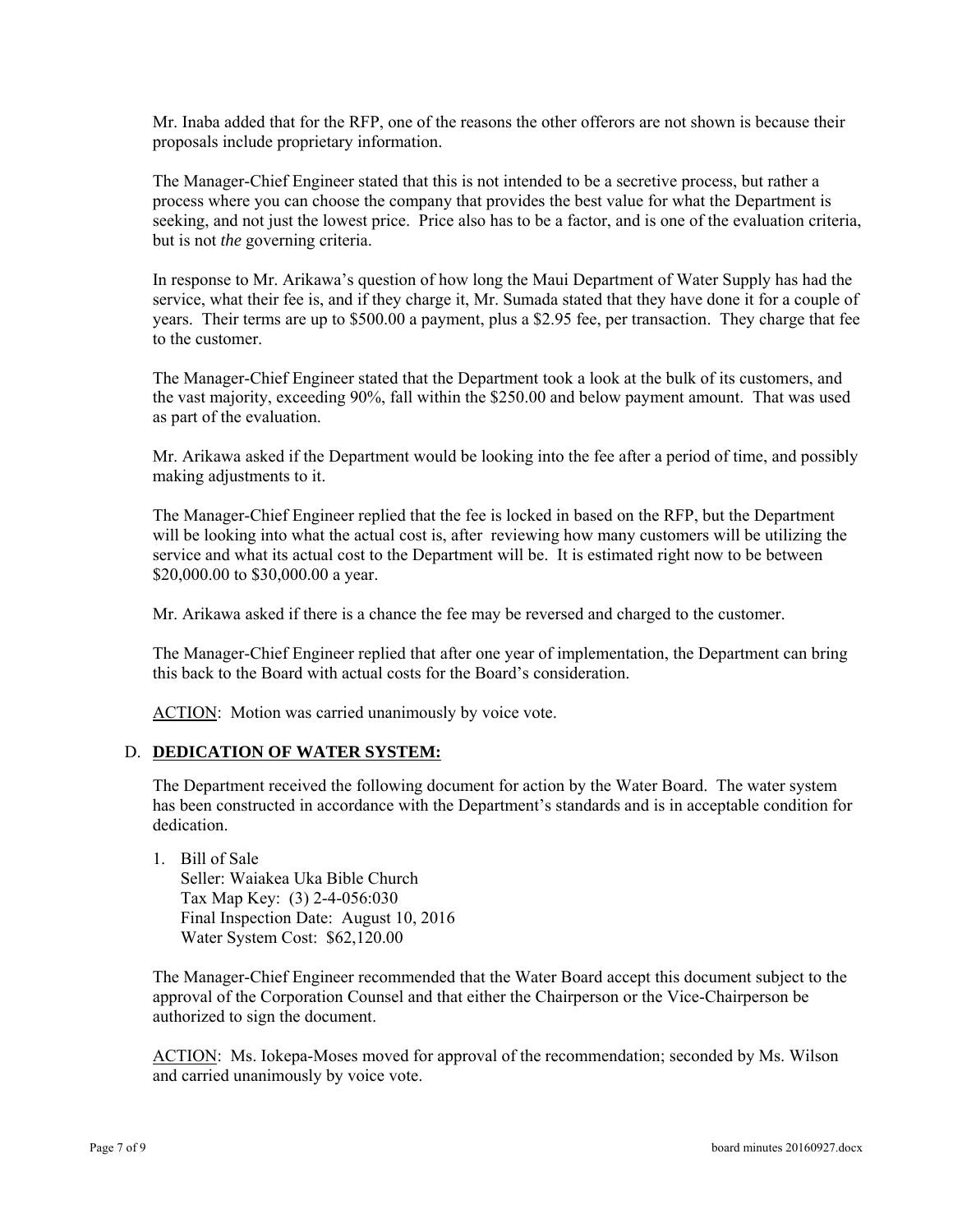Mr. Inaba added that for the RFP, one of the reasons the other offerors are not shown is because their proposals include proprietary information.

The Manager-Chief Engineer stated that this is not intended to be a secretive process, but rather a process where you can choose the company that provides the best value for what the Department is seeking, and not just the lowest price. Price also has to be a factor, and is one of the evaluation criteria, but is not *the* governing criteria.

In response to Mr. Arikawa's question of how long the Maui Department of Water Supply has had the service, what their fee is, and if they charge it, Mr. Sumada stated that they have done it for a couple of years. Their terms are up to $500.00 a payment, plus a $2.95 fee, per transaction. They charge that fee to the customer.

The Manager-Chief Engineer stated that the Department took a look at the bulk of its customers, and the vast majority, exceeding 90%, fall within the $250.00 and below payment amount. That was used as part of the evaluation.

Mr. Arikawa asked if the Department would be looking into the fee after a period of time, and possibly making adjustments to it.

The Manager-Chief Engineer replied that the fee is locked in based on the RFP, but the Department will be looking into what the actual cost is, after reviewing how many customers will be utilizing the service and what its actual cost to the Department will be. It is estimated right now to be between $20,000.00 to $30,000.00 a year.

Mr. Arikawa asked if there is a chance the fee may be reversed and charged to the customer.

The Manager-Chief Engineer replied that after one year of implementation, the Department can bring this back to the Board with actual costs for the Board's consideration.

ACTION: Motion was carried unanimously by voice vote.

## D. DEDICATION OF WATER SYSTEM:

The Department received the following document for action by the Water Board. The water system has been constructed in accordance with the Department's standards and is in acceptable condition for dedication.

1. Bill of Sale
   Seller: Waiakea Uka Bible Church
   Tax Map Key: (3) 2-4-056:030
   Final Inspection Date: August 10, 2016
   Water System Cost: $62,120.00

The Manager-Chief Engineer recommended that the Water Board accept this document subject to the approval of the Corporation Counsel and that either the Chairperson or the Vice-Chairperson be authorized to sign the document.

ACTION: Ms. Iokepa-Moses moved for approval of the recommendation; seconded by Ms. Wilson and carried unanimously by voice vote.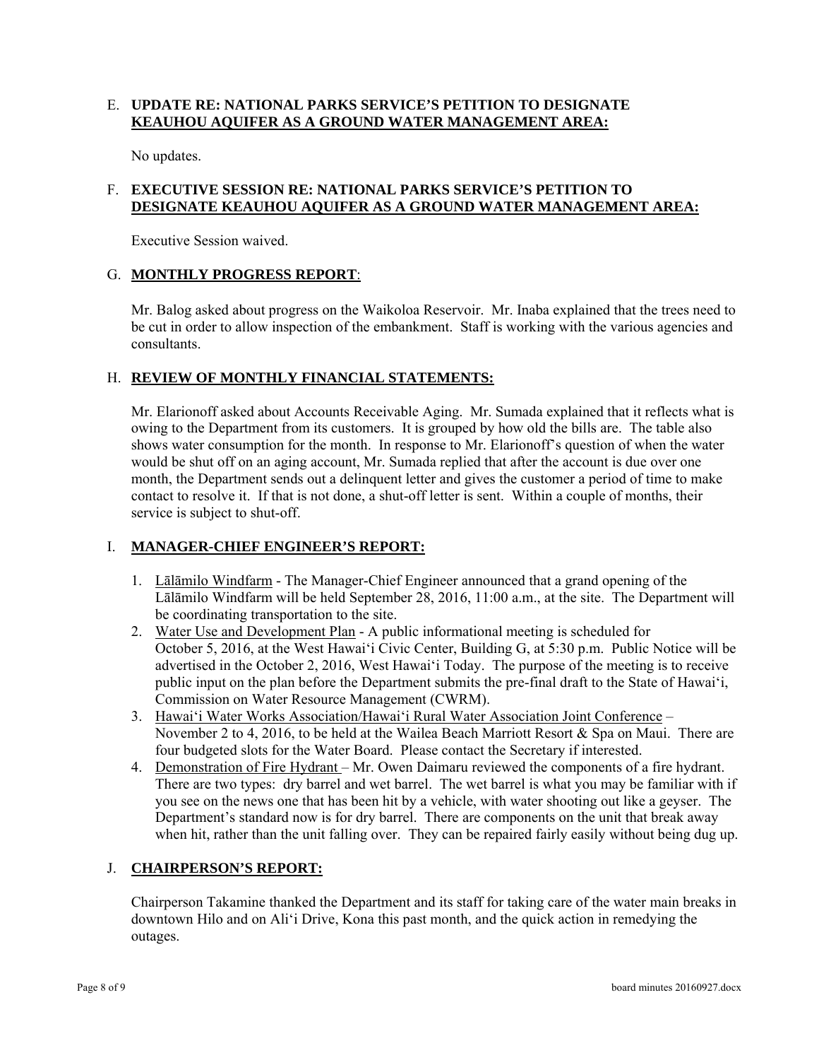E. **UPDATE RE: NATIONAL PARKS SERVICE'S PETITION TO DESIGNATE KEAUHOU AQUIFER AS A GROUND WATER MANAGEMENT AREA:**

No updates.

F. **EXECUTIVE SESSION RE: NATIONAL PARKS SERVICE'S PETITION TO DESIGNATE KEAUHOU AQUIFER AS A GROUND WATER MANAGEMENT AREA:**

Executive Session waived.

G. **MONTHLY PROGRESS REPORT**:

Mr. Balog asked about progress on the Waikoloa Reservoir. Mr. Inaba explained that the trees need to be cut in order to allow inspection of the embankment. Staff is working with the various agencies and consultants.

H. **REVIEW OF MONTHLY FINANCIAL STATEMENTS:**

Mr. Elarionoff asked about Accounts Receivable Aging. Mr. Sumada explained that it reflects what is owing to the Department from its customers. It is grouped by how old the bills are. The table also shows water consumption for the month. In response to Mr. Elarionoff's question of when the water would be shut off on an aging account, Mr. Sumada replied that after the account is due over one month, the Department sends out a delinquent letter and gives the customer a period of time to make contact to resolve it. If that is not done, a shut-off letter is sent. Within a couple of months, their service is subject to shut-off.

I. **MANAGER-CHIEF ENGINEER'S REPORT:**

1. Lālāmilo Windfarm - The Manager-Chief Engineer announced that a grand opening of the Lālāmilo Windfarm will be held September 28, 2016, 11:00 a.m., at the site. The Department will be coordinating transportation to the site.
2. Water Use and Development Plan - A public informational meeting is scheduled for October 5, 2016, at the West Hawai'i Civic Center, Building G, at 5:30 p.m. Public Notice will be advertised in the October 2, 2016, West Hawai'i Today. The purpose of the meeting is to receive public input on the plan before the Department submits the pre-final draft to the State of Hawai'i, Commission on Water Resource Management (CWRM).
3. Hawai'i Water Works Association/Hawai'i Rural Water Association Joint Conference – November 2 to 4, 2016, to be held at the Wailea Beach Marriott Resort & Spa on Maui. There are four budgeted slots for the Water Board. Please contact the Secretary if interested.
4. Demonstration of Fire Hydrant – Mr. Owen Daimaru reviewed the components of a fire hydrant. There are two types: dry barrel and wet barrel. The wet barrel is what you may be familiar with if you see on the news one that has been hit by a vehicle, with water shooting out like a geyser. The Department's standard now is for dry barrel. There are components on the unit that break away when hit, rather than the unit falling over. They can be repaired fairly easily without being dug up.

J. **CHAIRPERSON'S REPORT:**

Chairperson Takamine thanked the Department and its staff for taking care of the water main breaks in downtown Hilo and on Ali'i Drive, Kona this past month, and the quick action in remedying the outages.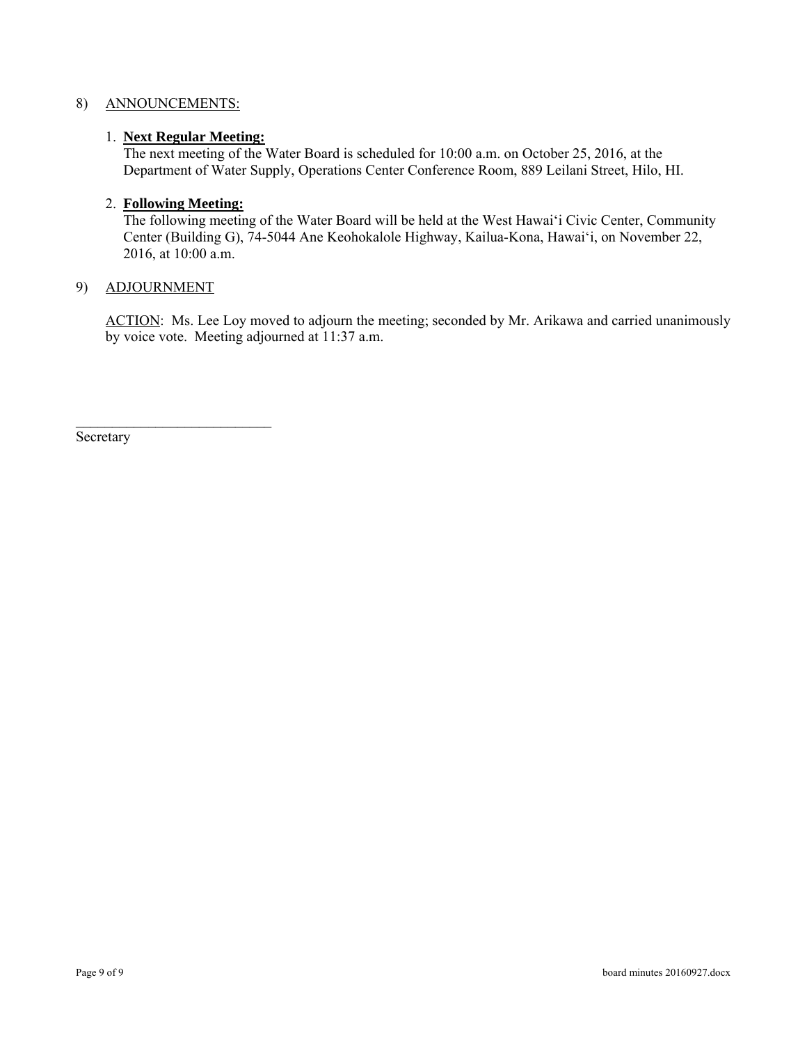8) <u>ANNOUNCEMENTS:</u>

1. **<u>Next Regular Meeting:</u>**
   The next meeting of the Water Board is scheduled for 10:00 a.m. on October 25, 2016, at the Department of Water Supply, Operations Center Conference Room, 889 Leilani Street, Hilo, HI.

2. **<u>Following Meeting:</u>**
   The following meeting of the Water Board will be held at the West Hawai'i Civic Center, Community Center (Building G), 74-5044 Ane Keohokalole Highway, Kailua-Kona, Hawai'i, on November 22, 2016, at 10:00 a.m.

9) <u>ADJOURNMENT</u>

<u>ACTION</u>: Ms. Lee Loy moved to adjourn the meeting; seconded by Mr. Arikawa and carried unanimously by voice vote. Meeting adjourned at 11:37 a.m.

___________________________
Secretary